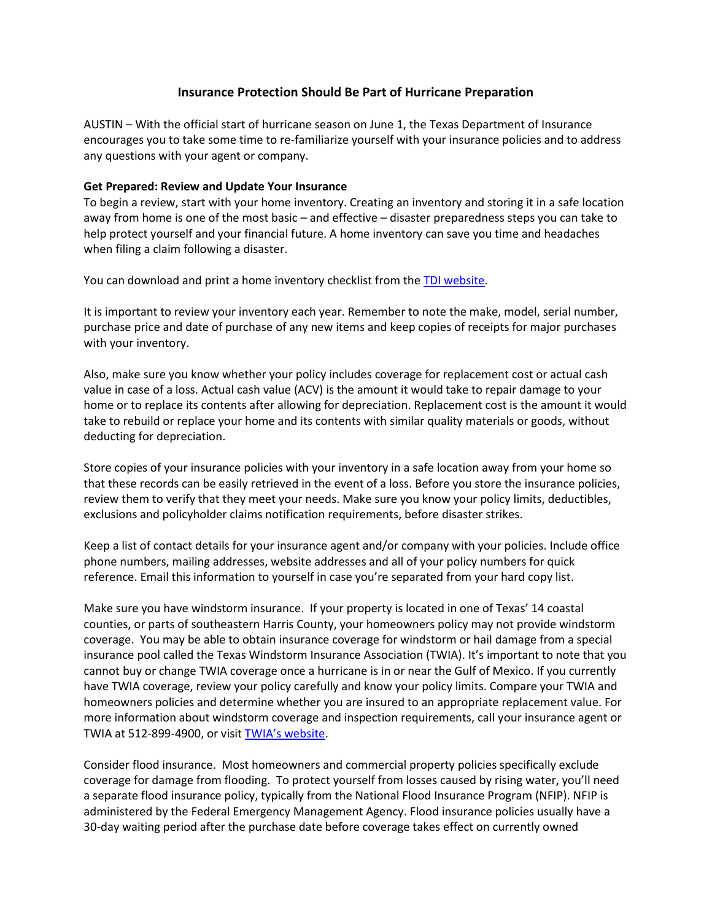# Insurance Protection Should Be Part of Hurricane Preparation

AUSTIN – With the official start of hurricane season on June 1, the Texas Department of Insurance encourages you to take some time to re-familiarize yourself with your insurance policies and to address any questions with your agent or company.

**Get Prepared: Review and Update Your Insurance**

To begin a review, start with your home inventory. Creating an inventory and storing it in a safe location away from home is one of the most basic – and effective – disaster preparedness steps you can take to help protect yourself and your financial future. A home inventory can save you time and headaches when filing a claim following a disaster.

You can download and print a home inventory checklist from the TDI website.

It is important to review your inventory each year. Remember to note the make, model, serial number, purchase price and date of purchase of any new items and keep copies of receipts for major purchases with your inventory.

Also, make sure you know whether your policy includes coverage for replacement cost or actual cash value in case of a loss. Actual cash value (ACV) is the amount it would take to repair damage to your home or to replace its contents after allowing for depreciation. Replacement cost is the amount it would take to rebuild or replace your home and its contents with similar quality materials or goods, without deducting for depreciation.

Store copies of your insurance policies with your inventory in a safe location away from your home so that these records can be easily retrieved in the event of a loss. Before you store the insurance policies, review them to verify that they meet your needs. Make sure you know your policy limits, deductibles, exclusions and policyholder claims notification requirements, before disaster strikes.

Keep a list of contact details for your insurance agent and/or company with your policies. Include office phone numbers, mailing addresses, website addresses and all of your policy numbers for quick reference. Email this information to yourself in case you're separated from your hard copy list.

Make sure you have windstorm insurance. If your property is located in one of Texas' 14 coastal counties, or parts of southeastern Harris County, your homeowners policy may not provide windstorm coverage. You may be able to obtain insurance coverage for windstorm or hail damage from a special insurance pool called the Texas Windstorm Insurance Association (TWIA). It's important to note that you cannot buy or change TWIA coverage once a hurricane is in or near the Gulf of Mexico. If you currently have TWIA coverage, review your policy carefully and know your policy limits. Compare your TWIA and homeowners policies and determine whether you are insured to an appropriate replacement value. For more information about windstorm coverage and inspection requirements, call your insurance agent or TWIA at 512-899-4900, or visit TWIA's website.

Consider flood insurance. Most homeowners and commercial property policies specifically exclude coverage for damage from flooding. To protect yourself from losses caused by rising water, you'll need a separate flood insurance policy, typically from the National Flood Insurance Program (NFIP). NFIP is administered by the Federal Emergency Management Agency. Flood insurance policies usually have a 30-day waiting period after the purchase date before coverage takes effect on currently owned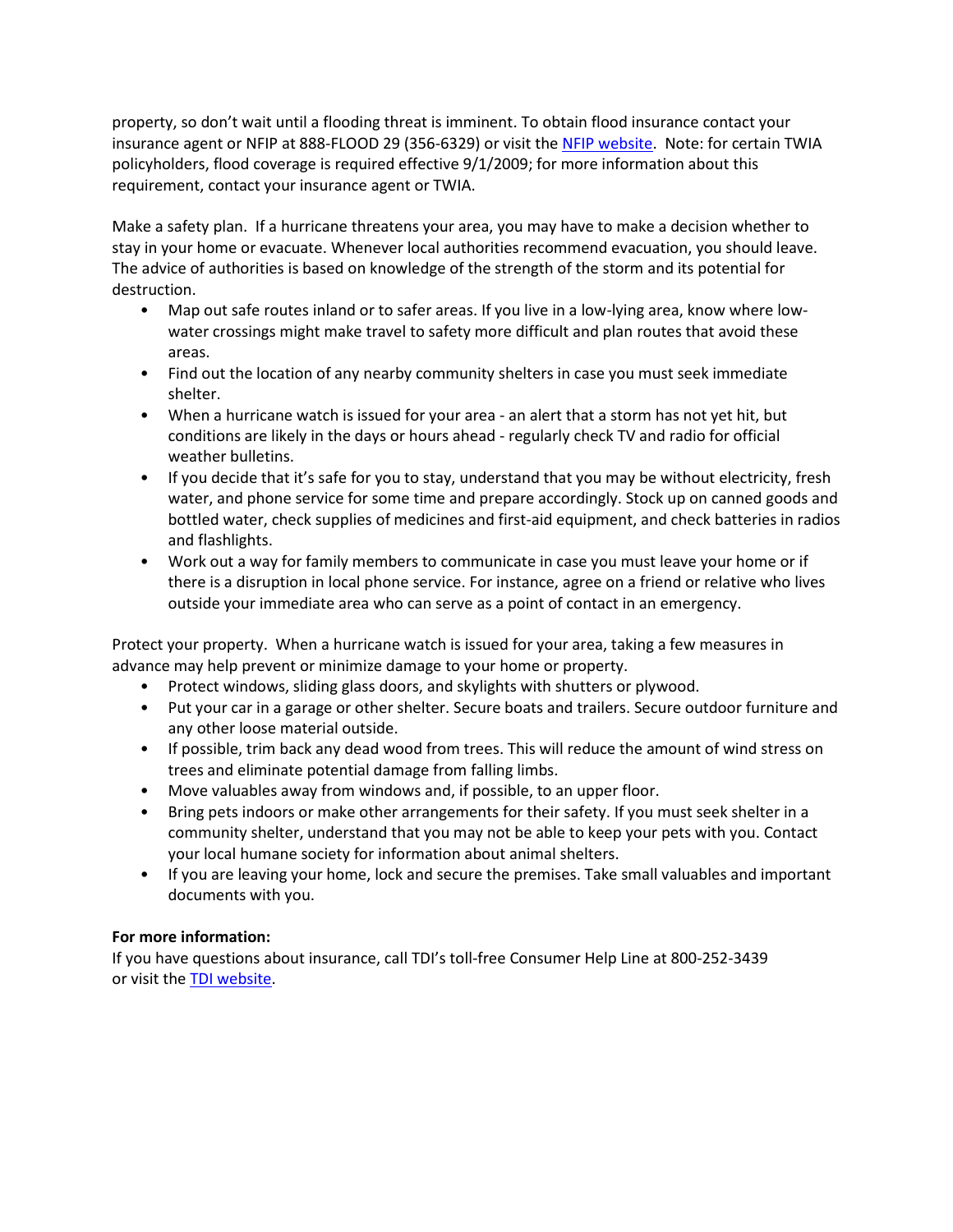property, so don't wait until a flooding threat is imminent. To obtain flood insurance contact your insurance agent or NFIP at 888-FLOOD 29 (356-6329) or visit the [NFIP website](). Note: for certain TWIA policyholders, flood coverage is required effective 9/1/2009; for more information about this requirement, contact your insurance agent or TWIA.

Make a safety plan. If a hurricane threatens your area, you may have to make a decision whether to stay in your home or evacuate. Whenever local authorities recommend evacuation, you should leave. The advice of authorities is based on knowledge of the strength of the storm and its potential for destruction.

- Map out safe routes inland or to safer areas. If you live in a low-lying area, know where low-water crossings might make travel to safety more difficult and plan routes that avoid these areas.
- Find out the location of any nearby community shelters in case you must seek immediate shelter.
- When a hurricane watch is issued for your area - an alert that a storm has not yet hit, but conditions are likely in the days or hours ahead - regularly check TV and radio for official weather bulletins.
- If you decide that it's safe for you to stay, understand that you may be without electricity, fresh water, and phone service for some time and prepare accordingly. Stock up on canned goods and bottled water, check supplies of medicines and first-aid equipment, and check batteries in radios and flashlights.
- Work out a way for family members to communicate in case you must leave your home or if there is a disruption in local phone service. For instance, agree on a friend or relative who lives outside your immediate area who can serve as a point of contact in an emergency.

Protect your property. When a hurricane watch is issued for your area, taking a few measures in advance may help prevent or minimize damage to your home or property.

- Protect windows, sliding glass doors, and skylights with shutters or plywood.
- Put your car in a garage or other shelter. Secure boats and trailers. Secure outdoor furniture and any other loose material outside.
- If possible, trim back any dead wood from trees. This will reduce the amount of wind stress on trees and eliminate potential damage from falling limbs.
- Move valuables away from windows and, if possible, to an upper floor.
- Bring pets indoors or make other arrangements for their safety. If you must seek shelter in a community shelter, understand that you may not be able to keep your pets with you. Contact your local humane society for information about animal shelters.
- If you are leaving your home, lock and secure the premises. Take small valuables and important documents with you.

**For more information:**

If you have questions about insurance, call TDI's toll-free Consumer Help Line at 800-252-3439 or visit the [TDI website]().